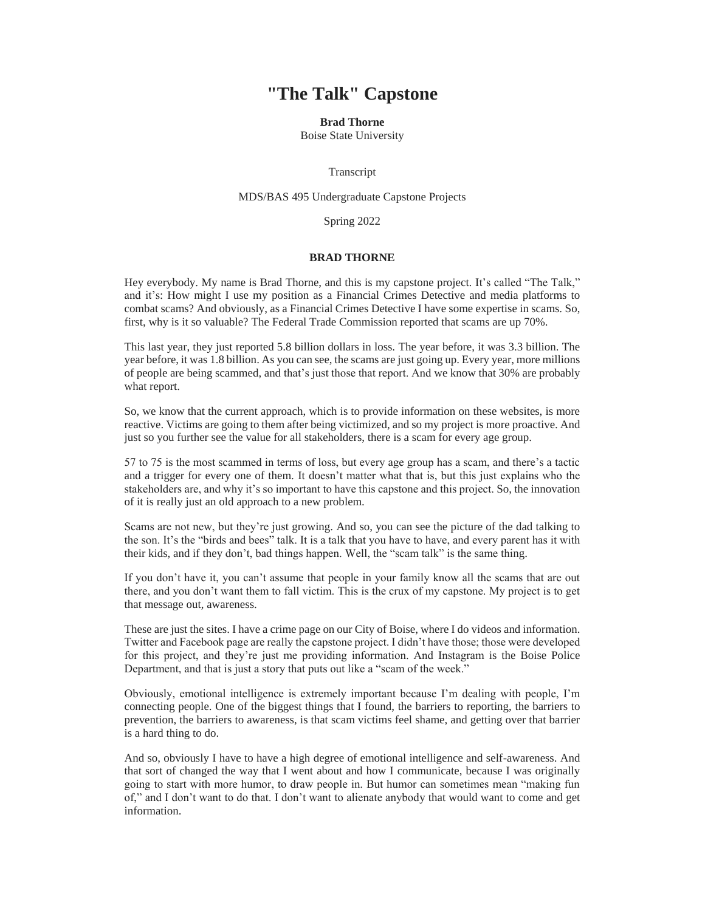# "The Talk" Capstone

**Brad Thorne**
Boise State University

Transcript

MDS/BAS 495 Undergraduate Capstone Projects

Spring 2022

**BRAD THORNE**

Hey everybody. My name is Brad Thorne, and this is my capstone project. It's called "The Talk," and it's: How might I use my position as a Financial Crimes Detective and media platforms to combat scams? And obviously, as a Financial Crimes Detective I have some expertise in scams. So, first, why is it so valuable? The Federal Trade Commission reported that scams are up 70%.

This last year, they just reported 5.8 billion dollars in loss. The year before, it was 3.3 billion. The year before, it was 1.8 billion. As you can see, the scams are just going up. Every year, more millions of people are being scammed, and that's just those that report. And we know that 30% are probably what report.

So, we know that the current approach, which is to provide information on these websites, is more reactive. Victims are going to them after being victimized, and so my project is more proactive. And just so you further see the value for all stakeholders, there is a scam for every age group.

57 to 75 is the most scammed in terms of loss, but every age group has a scam, and there's a tactic and a trigger for every one of them. It doesn't matter what that is, but this just explains who the stakeholders are, and why it's so important to have this capstone and this project. So, the innovation of it is really just an old approach to a new problem.

Scams are not new, but they're just growing. And so, you can see the picture of the dad talking to the son. It's the "birds and bees" talk. It is a talk that you have to have, and every parent has it with their kids, and if they don't, bad things happen. Well, the "scam talk" is the same thing.

If you don't have it, you can't assume that people in your family know all the scams that are out there, and you don't want them to fall victim. This is the crux of my capstone. My project is to get that message out, awareness.

These are just the sites. I have a crime page on our City of Boise, where I do videos and information. Twitter and Facebook page are really the capstone project. I didn't have those; those were developed for this project, and they're just me providing information. And Instagram is the Boise Police Department, and that is just a story that puts out like a "scam of the week."

Obviously, emotional intelligence is extremely important because I'm dealing with people, I'm connecting people. One of the biggest things that I found, the barriers to reporting, the barriers to prevention, the barriers to awareness, is that scam victims feel shame, and getting over that barrier is a hard thing to do.

And so, obviously I have to have a high degree of emotional intelligence and self-awareness. And that sort of changed the way that I went about and how I communicate, because I was originally going to start with more humor, to draw people in. But humor can sometimes mean "making fun of," and I don't want to do that. I don't want to alienate anybody that would want to come and get information.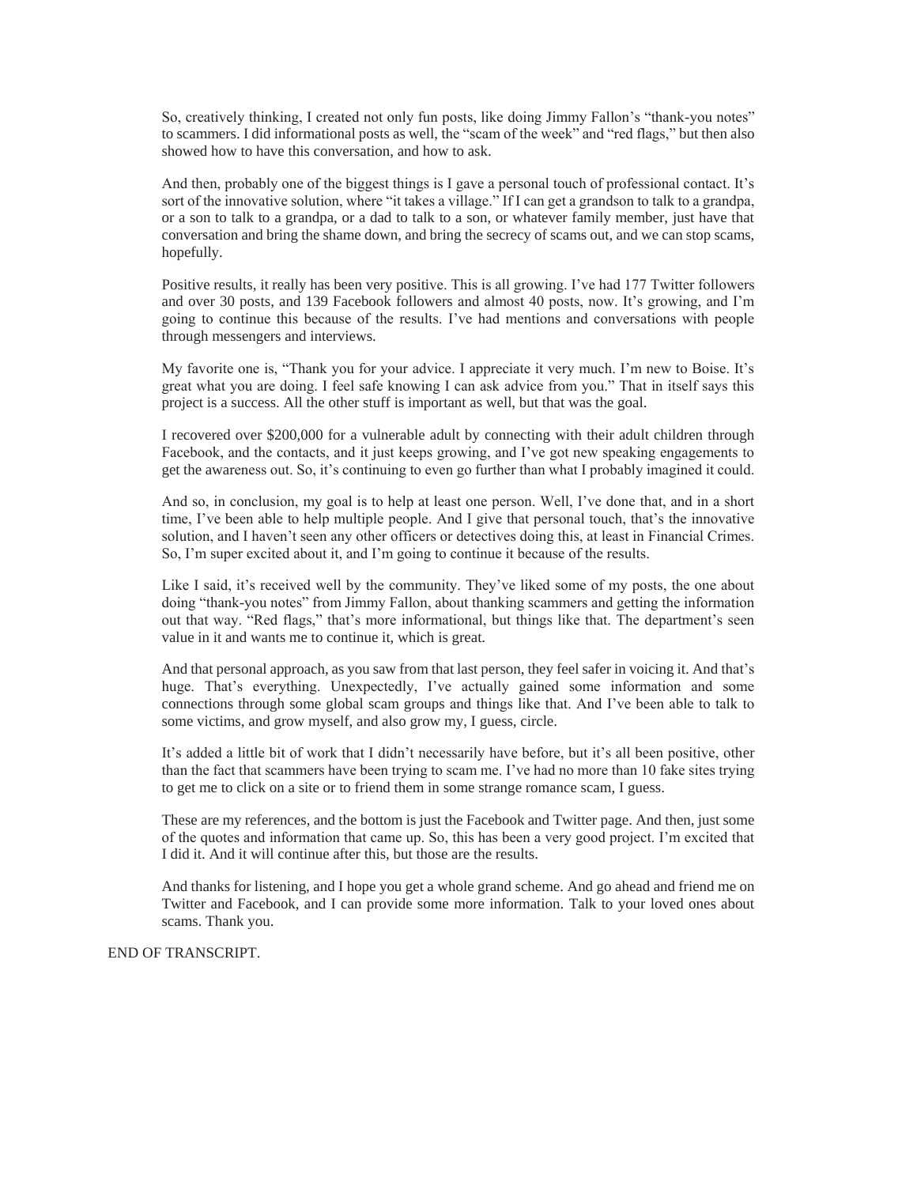So, creatively thinking, I created not only fun posts, like doing Jimmy Fallon's "thank-you notes" to scammers. I did informational posts as well, the "scam of the week" and "red flags," but then also showed how to have this conversation, and how to ask.

And then, probably one of the biggest things is I gave a personal touch of professional contact. It's sort of the innovative solution, where "it takes a village." If I can get a grandson to talk to a grandpa, or a son to talk to a grandpa, or a dad to talk to a son, or whatever family member, just have that conversation and bring the shame down, and bring the secrecy of scams out, and we can stop scams, hopefully.

Positive results, it really has been very positive. This is all growing. I've had 177 Twitter followers and over 30 posts, and 139 Facebook followers and almost 40 posts, now. It's growing, and I'm going to continue this because of the results. I've had mentions and conversations with people through messengers and interviews.

My favorite one is, "Thank you for your advice. I appreciate it very much. I'm new to Boise. It's great what you are doing. I feel safe knowing I can ask advice from you." That in itself says this project is a success. All the other stuff is important as well, but that was the goal.

I recovered over $200,000 for a vulnerable adult by connecting with their adult children through Facebook, and the contacts, and it just keeps growing, and I've got new speaking engagements to get the awareness out. So, it's continuing to even go further than what I probably imagined it could.

And so, in conclusion, my goal is to help at least one person. Well, I've done that, and in a short time, I've been able to help multiple people. And I give that personal touch, that's the innovative solution, and I haven't seen any other officers or detectives doing this, at least in Financial Crimes. So, I'm super excited about it, and I'm going to continue it because of the results.

Like I said, it's received well by the community. They've liked some of my posts, the one about doing "thank-you notes" from Jimmy Fallon, about thanking scammers and getting the information out that way. "Red flags," that's more informational, but things like that. The department's seen value in it and wants me to continue it, which is great.

And that personal approach, as you saw from that last person, they feel safer in voicing it. And that's huge. That's everything. Unexpectedly, I've actually gained some information and some connections through some global scam groups and things like that. And I've been able to talk to some victims, and grow myself, and also grow my, I guess, circle.

It's added a little bit of work that I didn't necessarily have before, but it's all been positive, other than the fact that scammers have been trying to scam me. I've had no more than 10 fake sites trying to get me to click on a site or to friend them in some strange romance scam, I guess.

These are my references, and the bottom is just the Facebook and Twitter page. And then, just some of the quotes and information that came up. So, this has been a very good project. I'm excited that I did it. And it will continue after this, but those are the results.

And thanks for listening, and I hope you get a whole grand scheme. And go ahead and friend me on Twitter and Facebook, and I can provide some more information. Talk to your loved ones about scams. Thank you.

END OF TRANSCRIPT.